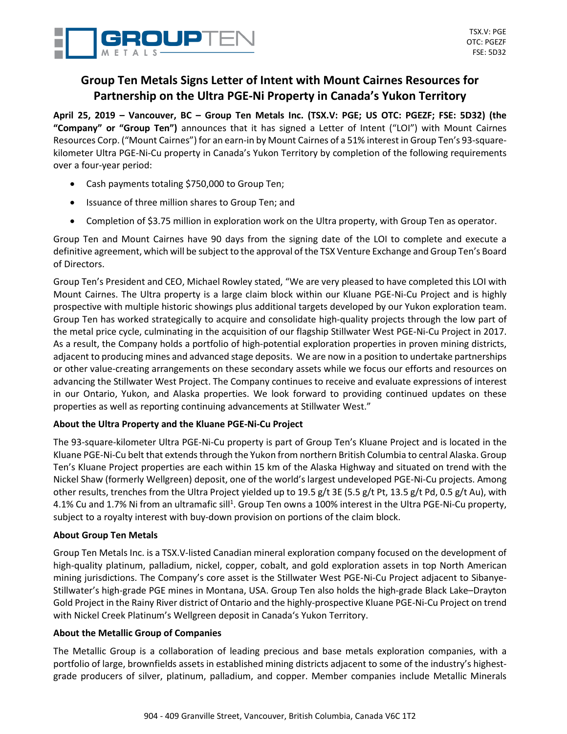TSX.V: PGE
OTC: PGEZF
FSE: 5D32

# Group Ten Metals Signs Letter of Intent with Mount Cairnes Resources for Partnership on the Ultra PGE-Ni Property in Canada's Yukon Territory

**April 25, 2019 – Vancouver, BC – Group Ten Metals Inc. (TSX.V: PGE; US OTC: PGEZF; FSE: 5D32) (the "Company" or "Group Ten")** announces that it has signed a Letter of Intent ("LOI") with Mount Cairnes Resources Corp. ("Mount Cairnes") for an earn-in by Mount Cairnes of a 51% interest in Group Ten's 93-square-kilometer Ultra PGE-Ni-Cu property in Canada's Yukon Territory by completion of the following requirements over a four-year period:

- Cash payments totaling $750,000 to Group Ten;
- Issuance of three million shares to Group Ten; and
- Completion of $3.75 million in exploration work on the Ultra property, with Group Ten as operator.

Group Ten and Mount Cairnes have 90 days from the signing date of the LOI to complete and execute a definitive agreement, which will be subject to the approval of the TSX Venture Exchange and Group Ten's Board of Directors.

Group Ten's President and CEO, Michael Rowley stated, "We are very pleased to have completed this LOI with Mount Cairnes. The Ultra property is a large claim block within our Kluane PGE-Ni-Cu Project and is highly prospective with multiple historic showings plus additional targets developed by our Yukon exploration team. Group Ten has worked strategically to acquire and consolidate high-quality projects through the low part of the metal price cycle, culminating in the acquisition of our flagship Stillwater West PGE-Ni-Cu Project in 2017. As a result, the Company holds a portfolio of high-potential exploration properties in proven mining districts, adjacent to producing mines and advanced stage deposits. We are now in a position to undertake partnerships or other value-creating arrangements on these secondary assets while we focus our efforts and resources on advancing the Stillwater West Project. The Company continues to receive and evaluate expressions of interest in our Ontario, Yukon, and Alaska properties. We look forward to providing continued updates on these properties as well as reporting continuing advancements at Stillwater West."

**About the Ultra Property and the Kluane PGE-Ni-Cu Project**

The 93-square-kilometer Ultra PGE-Ni-Cu property is part of Group Ten's Kluane Project and is located in the Kluane PGE-Ni-Cu belt that extends through the Yukon from northern British Columbia to central Alaska. Group Ten's Kluane Project properties are each within 15 km of the Alaska Highway and situated on trend with the Nickel Shaw (formerly Wellgreen) deposit, one of the world's largest undeveloped PGE-Ni-Cu projects. Among other results, trenches from the Ultra Project yielded up to 19.5 g/t 3E (5.5 g/t Pt, 13.5 g/t Pd, 0.5 g/t Au), with 4.1% Cu and 1.7% Ni from an ultramafic sill[1]. Group Ten owns a 100% interest in the Ultra PGE-Ni-Cu property, subject to a royalty interest with buy-down provision on portions of the claim block.

**About Group Ten Metals**

Group Ten Metals Inc. is a TSX.V-listed Canadian mineral exploration company focused on the development of high-quality platinum, palladium, nickel, copper, cobalt, and gold exploration assets in top North American mining jurisdictions. The Company's core asset is the Stillwater West PGE-Ni-Cu Project adjacent to Sibanye-Stillwater's high-grade PGE mines in Montana, USA. Group Ten also holds the high-grade Black Lake–Drayton Gold Project in the Rainy River district of Ontario and the highly-prospective Kluane PGE-Ni-Cu Project on trend with Nickel Creek Platinum's Wellgreen deposit in Canada's Yukon Territory.

**About the Metallic Group of Companies**

The Metallic Group is a collaboration of leading precious and base metals exploration companies, with a portfolio of large, brownfields assets in established mining districts adjacent to some of the industry's highest-grade producers of silver, platinum, palladium, and copper. Member companies include Metallic Minerals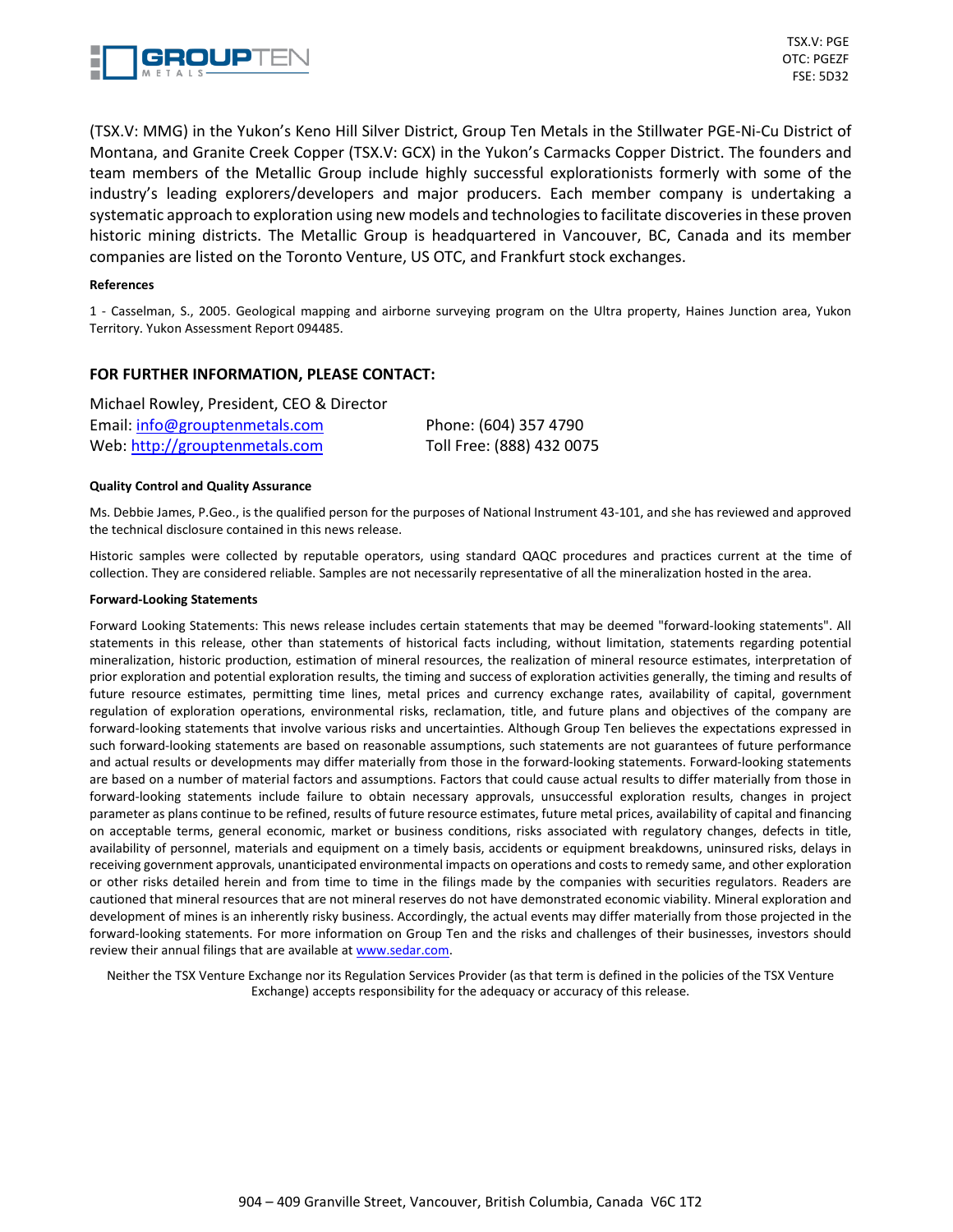(TSX.V: MMG) in the Yukon's Keno Hill Silver District, Group Ten Metals in the Stillwater PGE-Ni-Cu District of Montana, and Granite Creek Copper (TSX.V: GCX) in the Yukon's Carmacks Copper District. The founders and team members of the Metallic Group include highly successful explorationists formerly with some of the industry's leading explorers/developers and major producers. Each member company is undertaking a systematic approach to exploration using new models and technologies to facilitate discoveries in these proven historic mining districts. The Metallic Group is headquartered in Vancouver, BC, Canada and its member companies are listed on the Toronto Venture, US OTC, and Frankfurt stock exchanges.

**References**

1 - Casselman, S., 2005. Geological mapping and airborne surveying program on the Ultra property, Haines Junction area, Yukon Territory. Yukon Assessment Report 094485.

**FOR FURTHER INFORMATION, PLEASE CONTACT:**

Michael Rowley, President, CEO & Director
Email: info@grouptenmetals.com
Web: http://grouptenmetals.com

Phone: (604) 357 4790
Toll Free: (888) 432 0075

**Quality Control and Quality Assurance**

Ms. Debbie James, P.Geo., is the qualified person for the purposes of National Instrument 43-101, and she has reviewed and approved the technical disclosure contained in this news release.

Historic samples were collected by reputable operators, using standard QAQC procedures and practices current at the time of collection. They are considered reliable. Samples are not necessarily representative of all the mineralization hosted in the area.

**Forward-Looking Statements**

Forward Looking Statements: This news release includes certain statements that may be deemed "forward-looking statements". All statements in this release, other than statements of historical facts including, without limitation, statements regarding potential mineralization, historic production, estimation of mineral resources, the realization of mineral resource estimates, interpretation of prior exploration and potential exploration results, the timing and success of exploration activities generally, the timing and results of future resource estimates, permitting time lines, metal prices and currency exchange rates, availability of capital, government regulation of exploration operations, environmental risks, reclamation, title, and future plans and objectives of the company are forward-looking statements that involve various risks and uncertainties. Although Group Ten believes the expectations expressed in such forward-looking statements are based on reasonable assumptions, such statements are not guarantees of future performance and actual results or developments may differ materially from those in the forward-looking statements. Forward-looking statements are based on a number of material factors and assumptions. Factors that could cause actual results to differ materially from those in forward-looking statements include failure to obtain necessary approvals, unsuccessful exploration results, changes in project parameter as plans continue to be refined, results of future resource estimates, future metal prices, availability of capital and financing on acceptable terms, general economic, market or business conditions, risks associated with regulatory changes, defects in title, availability of personnel, materials and equipment on a timely basis, accidents or equipment breakdowns, uninsured risks, delays in receiving government approvals, unanticipated environmental impacts on operations and costs to remedy same, and other exploration or other risks detailed herein and from time to time in the filings made by the companies with securities regulators. Readers are cautioned that mineral resources that are not mineral reserves do not have demonstrated economic viability. Mineral exploration and development of mines is an inherently risky business. Accordingly, the actual events may differ materially from those projected in the forward-looking statements. For more information on Group Ten and the risks and challenges of their businesses, investors should review their annual filings that are available at www.sedar.com.

Neither the TSX Venture Exchange nor its Regulation Services Provider (as that term is defined in the policies of the TSX Venture Exchange) accepts responsibility for the adequacy or accuracy of this release.